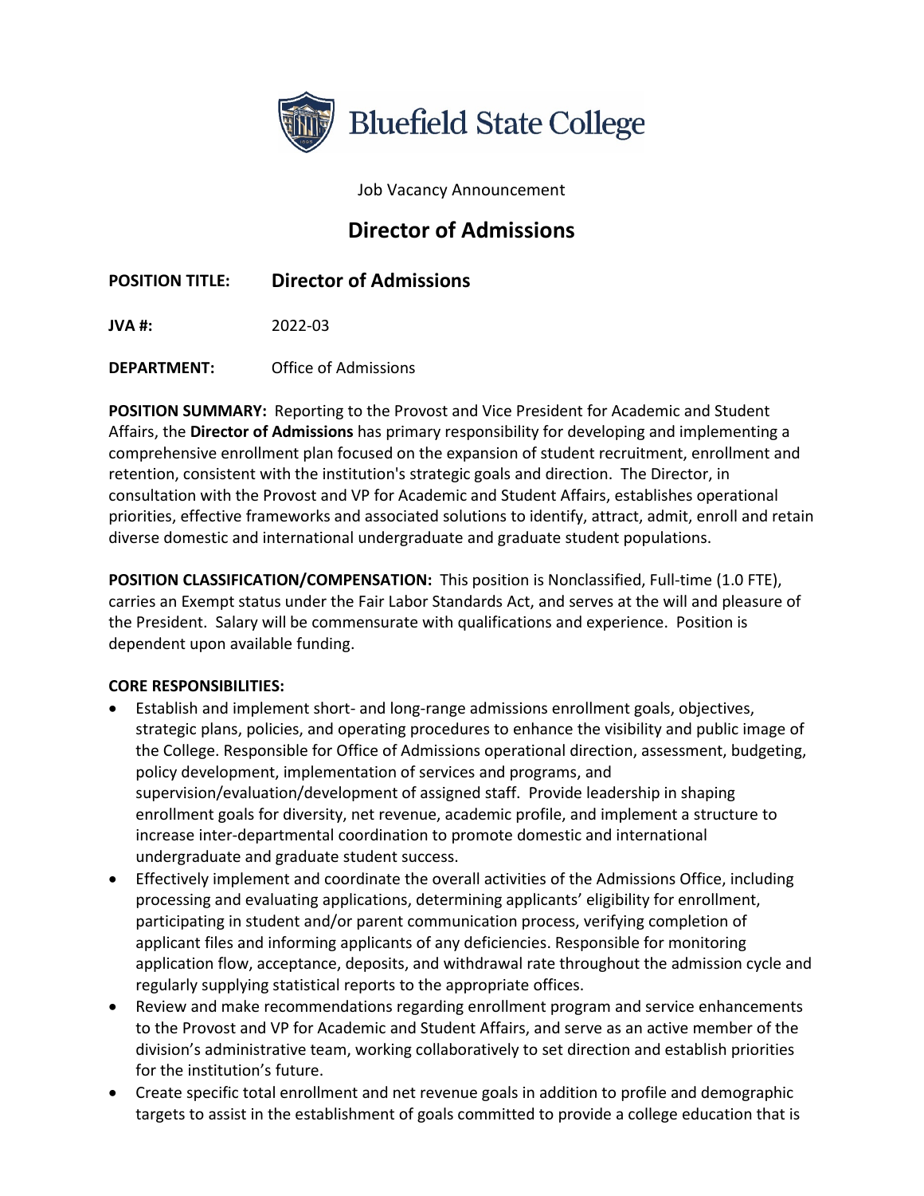Bluefield State College

Job Vacancy Announcement

# Director of Admissions

**POSITION TITLE:** **Director of Admissions**

**JVA #:** 2022-03

**DEPARTMENT:** Office of Admissions

**POSITION SUMMARY:** Reporting to the Provost and Vice President for Academic and Student Affairs, the **Director of Admissions** has primary responsibility for developing and implementing a comprehensive enrollment plan focused on the expansion of student recruitment, enrollment and retention, consistent with the institution's strategic goals and direction. The Director, in consultation with the Provost and VP for Academic and Student Affairs, establishes operational priorities, effective frameworks and associated solutions to identify, attract, admit, enroll and retain diverse domestic and international undergraduate and graduate student populations.

**POSITION CLASSIFICATION/COMPENSATION:** This position is Nonclassified, Full-time (1.0 FTE), carries an Exempt status under the Fair Labor Standards Act, and serves at the will and pleasure of the President. Salary will be commensurate with qualifications and experience. Position is dependent upon available funding.

**CORE RESPONSIBILITIES:**

- Establish and implement short- and long-range admissions enrollment goals, objectives, strategic plans, policies, and operating procedures to enhance the visibility and public image of the College. Responsible for Office of Admissions operational direction, assessment, budgeting, policy development, implementation of services and programs, and supervision/evaluation/development of assigned staff. Provide leadership in shaping enrollment goals for diversity, net revenue, academic profile, and implement a structure to increase inter-departmental coordination to promote domestic and international undergraduate and graduate student success.
- Effectively implement and coordinate the overall activities of the Admissions Office, including processing and evaluating applications, determining applicants' eligibility for enrollment, participating in student and/or parent communication process, verifying completion of applicant files and informing applicants of any deficiencies. Responsible for monitoring application flow, acceptance, deposits, and withdrawal rate throughout the admission cycle and regularly supplying statistical reports to the appropriate offices.
- Review and make recommendations regarding enrollment program and service enhancements to the Provost and VP for Academic and Student Affairs, and serve as an active member of the division's administrative team, working collaboratively to set direction and establish priorities for the institution's future.
- Create specific total enrollment and net revenue goals in addition to profile and demographic targets to assist in the establishment of goals committed to provide a college education that is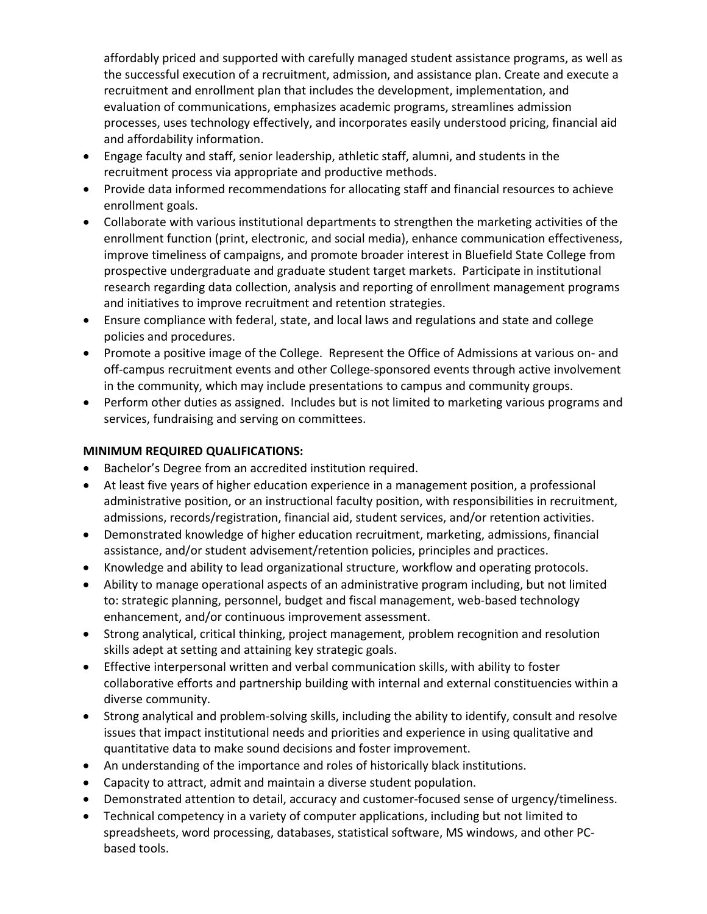affordably priced and supported with carefully managed student assistance programs, as well as the successful execution of a recruitment, admission, and assistance plan. Create and execute a recruitment and enrollment plan that includes the development, implementation, and evaluation of communications, emphasizes academic programs, streamlines admission processes, uses technology effectively, and incorporates easily understood pricing, financial aid and affordability information.

- Engage faculty and staff, senior leadership, athletic staff, alumni, and students in the recruitment process via appropriate and productive methods.
- Provide data informed recommendations for allocating staff and financial resources to achieve enrollment goals.
- Collaborate with various institutional departments to strengthen the marketing activities of the enrollment function (print, electronic, and social media), enhance communication effectiveness, improve timeliness of campaigns, and promote broader interest in Bluefield State College from prospective undergraduate and graduate student target markets. Participate in institutional research regarding data collection, analysis and reporting of enrollment management programs and initiatives to improve recruitment and retention strategies.
- Ensure compliance with federal, state, and local laws and regulations and state and college policies and procedures.
- Promote a positive image of the College. Represent the Office of Admissions at various on- and off-campus recruitment events and other College-sponsored events through active involvement in the community, which may include presentations to campus and community groups.
- Perform other duties as assigned. Includes but is not limited to marketing various programs and services, fundraising and serving on committees.

**MINIMUM REQUIRED QUALIFICATIONS:**

- Bachelor's Degree from an accredited institution required.
- At least five years of higher education experience in a management position, a professional administrative position, or an instructional faculty position, with responsibilities in recruitment, admissions, records/registration, financial aid, student services, and/or retention activities.
- Demonstrated knowledge of higher education recruitment, marketing, admissions, financial assistance, and/or student advisement/retention policies, principles and practices.
- Knowledge and ability to lead organizational structure, workflow and operating protocols.
- Ability to manage operational aspects of an administrative program including, but not limited to: strategic planning, personnel, budget and fiscal management, web-based technology enhancement, and/or continuous improvement assessment.
- Strong analytical, critical thinking, project management, problem recognition and resolution skills adept at setting and attaining key strategic goals.
- Effective interpersonal written and verbal communication skills, with ability to foster collaborative efforts and partnership building with internal and external constituencies within a diverse community.
- Strong analytical and problem-solving skills, including the ability to identify, consult and resolve issues that impact institutional needs and priorities and experience in using qualitative and quantitative data to make sound decisions and foster improvement.
- An understanding of the importance and roles of historically black institutions.
- Capacity to attract, admit and maintain a diverse student population.
- Demonstrated attention to detail, accuracy and customer-focused sense of urgency/timeliness.
- Technical competency in a variety of computer applications, including but not limited to spreadsheets, word processing, databases, statistical software, MS windows, and other PC-based tools.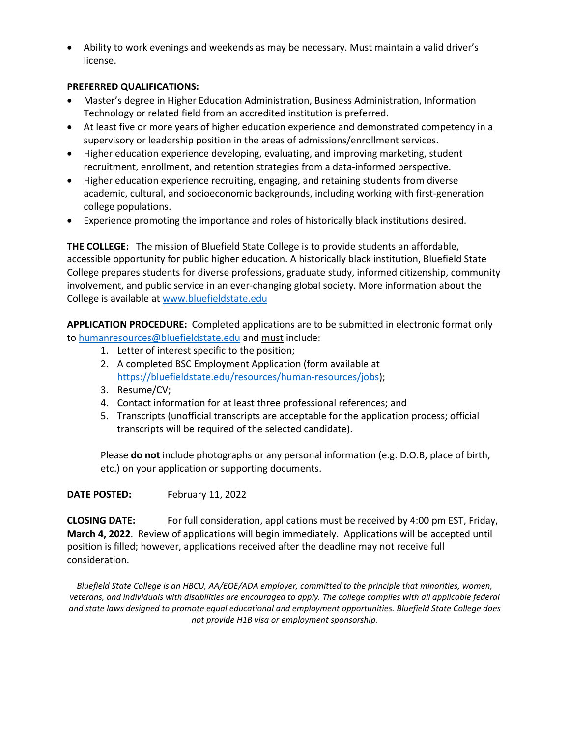- Ability to work evenings and weekends as may be necessary. Must maintain a valid driver's license.

**PREFERRED QUALIFICATIONS:**

- Master's degree in Higher Education Administration, Business Administration, Information Technology or related field from an accredited institution is preferred.
- At least five or more years of higher education experience and demonstrated competency in a supervisory or leadership position in the areas of admissions/enrollment services.
- Higher education experience developing, evaluating, and improving marketing, student recruitment, enrollment, and retention strategies from a data-informed perspective.
- Higher education experience recruiting, engaging, and retaining students from diverse academic, cultural, and socioeconomic backgrounds, including working with first-generation college populations.
- Experience promoting the importance and roles of historically black institutions desired.

**THE COLLEGE:** The mission of Bluefield State College is to provide students an affordable, accessible opportunity for public higher education. A historically black institution, Bluefield State College prepares students for diverse professions, graduate study, informed citizenship, community involvement, and public service in an ever-changing global society. More information about the College is available at www.bluefieldstate.edu

**APPLICATION PROCEDURE:** Completed applications are to be submitted in electronic format only to humanresources@bluefieldstate.edu and must include:

1. Letter of interest specific to the position;
2. A completed BSC Employment Application (form available at https://bluefieldstate.edu/resources/human-resources/jobs);
3. Resume/CV;
4. Contact information for at least three professional references; and
5. Transcripts (unofficial transcripts are acceptable for the application process; official transcripts will be required of the selected candidate).

Please **do not** include photographs or any personal information (e.g. D.O.B, place of birth, etc.) on your application or supporting documents.

**DATE POSTED:** February 11, 2022

**CLOSING DATE:** For full consideration, applications must be received by 4:00 pm EST, Friday, **March 4, 2022**. Review of applications will begin immediately. Applications will be accepted until position is filled; however, applications received after the deadline may not receive full consideration.

*Bluefield State College is an HBCU, AA/EOE/ADA employer, committed to the principle that minorities, women, veterans, and individuals with disabilities are encouraged to apply. The college complies with all applicable federal and state laws designed to promote equal educational and employment opportunities. Bluefield State College does not provide H1B visa or employment sponsorship.*